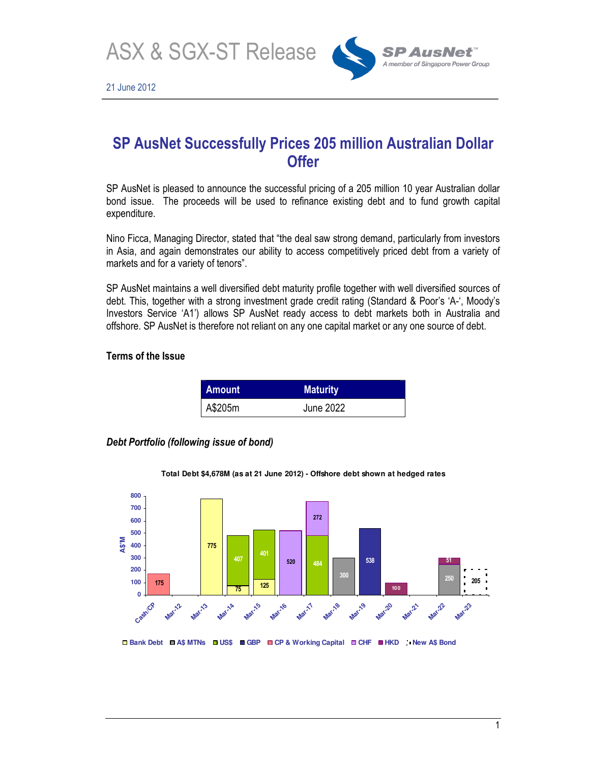# ASX & SGX-ST Release

21 June 2012

## SP AusNet Successfully Prices 205 million Australian Dollar Offer

SP AusNet is pleased to announce the successful pricing of a 205 million 10 year Australian dollar bond issue. The proceeds will be used to refinance existing debt and to fund growth capital expenditure.

Nino Ficca, Managing Director, stated that "the deal saw strong demand, particularly from investors in Asia, and again demonstrates our ability to access competitively priced debt from a variety of markets and for a variety of tenors".

SP AusNet maintains a well diversified debt maturity profile together with well diversified sources of debt. This, together with a strong investment grade credit rating (Standard & Poor's 'A-', Moody's Investors Service 'A1') allows SP AusNet ready access to debt markets both in Australia and offshore. SP AusNet is therefore not reliant on any one capital market or any one source of debt.

### Terms of the Issue

| Amount | Maturity |
|---|---|
| A$205m | June 2022 |

### *Debt Portfolio (following issue of bond)*

**Total Debt $4,678M (as at 21 June 2012) - Offshore debt shown at hedged rates**

| Maturity | Bank Debt | A$ MTNs | US$ | GBP | CP & Working Capital | CHF | HKD | New A$ Bond |
|---|---|---|---|---|---|---|---|---|
| Cash/CP | | | | | 175 | | | |
| Mar-12 | | | | | | | | |
| Mar-13 | 775 | | | | | | | |
| Mar-14 | 75 | | 407 | | | | | |
| Mar-15 | 125 | | 401 | | | | | |
| Mar-16 | | | | | | 520 | | |
| Mar-17 | | | 484 | | | 272 | | |
| Mar-18 | | 300 | | | | | | |
| Mar-19 | | | | 538 | | | | |
| Mar-20 | | | | | | | 100 | |
| Mar-21 | | | | | | | | |
| Mar-22 | | 250 | | | | | 51 | |
| Mar-23 | | | | | | | | 205 |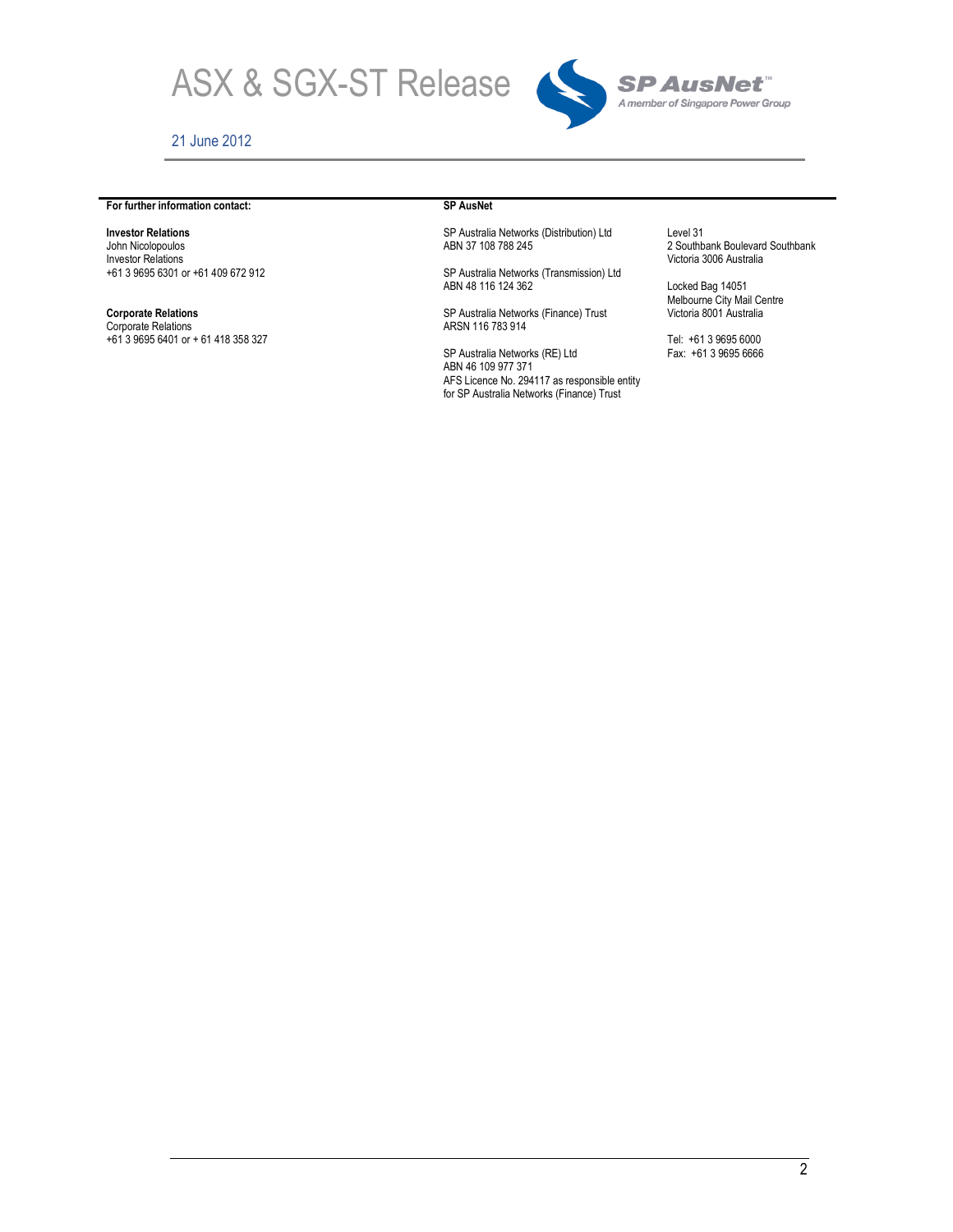**For further information contact:**

**Investor Relations**
John Nicolopoulos
Investor Relations
+61 3 9695 6301 or +61 409 672 912

**Corporate Relations**
Corporate Relations
+61 3 9695 6401 or + 61 418 358 327

**SP AusNet**

SP Australia Networks (Distribution) Ltd
ABN 37 108 788 245

SP Australia Networks (Transmission) Ltd
ABN 48 116 124 362

SP Australia Networks (Finance) Trust
ARSN 116 783 914

SP Australia Networks (RE) Ltd
ABN 46 109 977 371
AFS Licence No. 294117 as responsible entity for SP Australia Networks (Finance) Trust

Level 31
2 Southbank Boulevard Southbank
Victoria 3006 Australia

Locked Bag 14051
Melbourne City Mail Centre
Victoria 8001 Australia

Tel: +61 3 9695 6000
Fax: +61 3 9695 6666